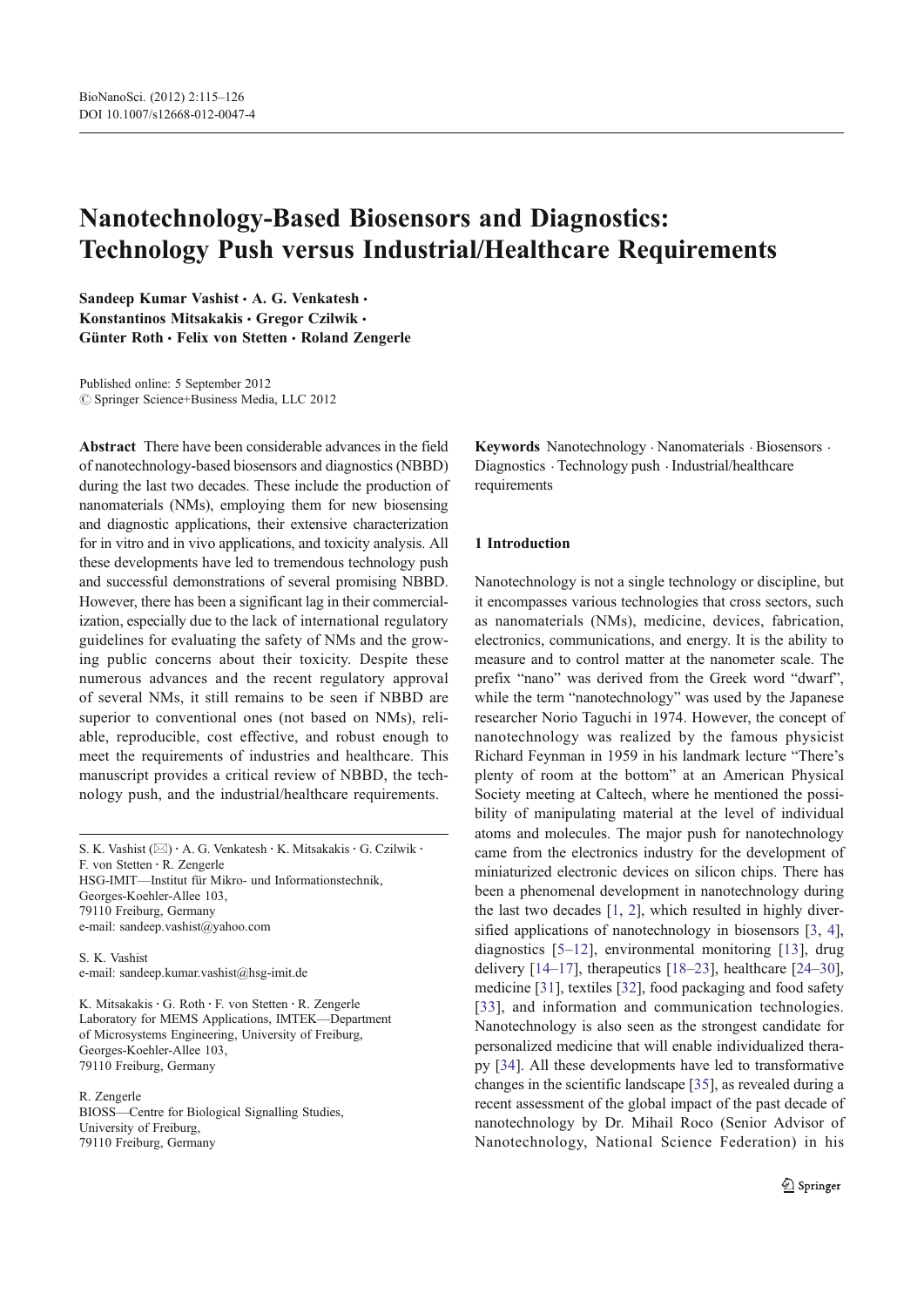# Nanotechnology-Based Biosensors and Diagnostics: Technology Push versus Industrial/Healthcare Requirements

**Sandeep Kumar Vashist · A. G. Venkatesh · Konstantinos Mitsakakis · Gregor Czilwik · Günter Roth · Felix von Stetten · Roland Zengerle**

Published online: 5 September 2012
© Springer Science+Business Media, LLC 2012

**Abstract** There have been considerable advances in the field of nanotechnology-based biosensors and diagnostics (NBBD) during the last two decades. These include the production of nanomaterials (NMs), employing them for new biosensing and diagnostic applications, their extensive characterization for in vitro and in vivo applications, and toxicity analysis. All these developments have led to tremendous technology push and successful demonstrations of several promising NBBD. However, there has been a significant lag in their commercialization, especially due to the lack of international regulatory guidelines for evaluating the safety of NMs and the growing public concerns about their toxicity. Despite these numerous advances and the recent regulatory approval of several NMs, it still remains to be seen if NBBD are superior to conventional ones (not based on NMs), reliable, reproducible, cost effective, and robust enough to meet the requirements of industries and healthcare. This manuscript provides a critical review of NBBD, the technology push, and the industrial/healthcare requirements.

S. K. Vashist (✉) · A. G. Venkatesh · K. Mitsakakis · G. Czilwik · F. von Stetten · R. Zengerle
HSG-IMIT—Institut für Mikro- und Informationstechnik,
Georges-Koehler-Allee 103,
79110 Freiburg, Germany
e-mail: sandeep.vashist@yahoo.com

S. K. Vashist
e-mail: sandeep.kumar.vashist@hsg-imit.de

K. Mitsakakis · G. Roth · F. von Stetten · R. Zengerle
Laboratory for MEMS Applications, IMTEK—Department of Microsystems Engineering, University of Freiburg,
Georges-Koehler-Allee 103,
79110 Freiburg, Germany

R. Zengerle
BIOSS—Centre for Biological Signalling Studies,
University of Freiburg,
79110 Freiburg, Germany

**Keywords** Nanotechnology · Nanomaterials · Biosensors · Diagnostics · Technology push · Industrial/healthcare requirements

## 1 Introduction

Nanotechnology is not a single technology or discipline, but it encompasses various technologies that cross sectors, such as nanomaterials (NMs), medicine, devices, fabrication, electronics, communications, and energy. It is the ability to measure and to control matter at the nanometer scale. The prefix "nano" was derived from the Greek word "dwarf", while the term "nanotechnology" was used by the Japanese researcher Norio Taguchi in 1974. However, the concept of nanotechnology was realized by the famous physicist Richard Feynman in 1959 in his landmark lecture "There's plenty of room at the bottom" at an American Physical Society meeting at Caltech, where he mentioned the possibility of manipulating material at the level of individual atoms and molecules. The major push for nanotechnology came from the electronics industry for the development of miniaturized electronic devices on silicon chips. There has been a phenomenal development in nanotechnology during the last two decades [1, 2], which resulted in highly diversified applications of nanotechnology in biosensors [3, 4], diagnostics [5–12], environmental monitoring [13], drug delivery [14–17], therapeutics [18–23], healthcare [24–30], medicine [31], textiles [32], food packaging and food safety [33], and information and communication technologies. Nanotechnology is also seen as the strongest candidate for personalized medicine that will enable individualized therapy [34]. All these developments have led to transformative changes in the scientific landscape [35], as revealed during a recent assessment of the global impact of the past decade of nanotechnology by Dr. Mihail Roco (Senior Advisor of Nanotechnology, National Science Federation) in his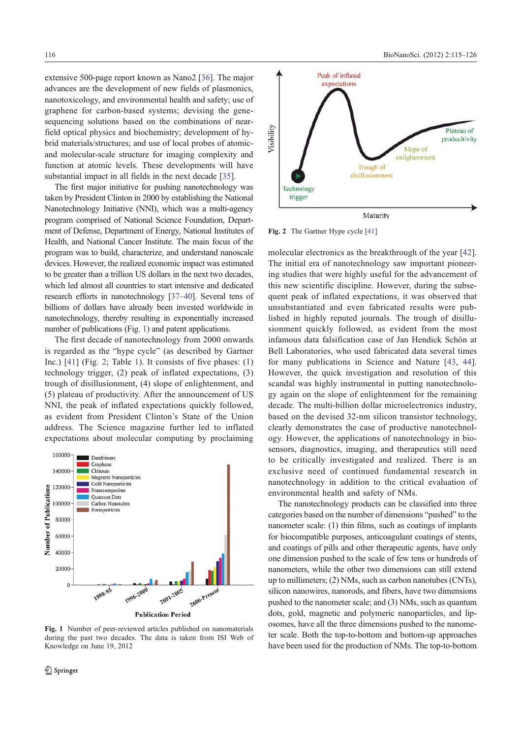extensive 500-page report known as Nano2 [36]. The major advances are the development of new fields of plasmonics, nanotoxicology, and environmental health and safety; use of graphene for carbon-based systems; devising the gene-sequencing solutions based on the combinations of near-field optical physics and biochemistry; development of hybrid materials/structures; and use of local probes of atomic- and molecular-scale structure for imaging complexity and function at atomic levels. These developments will have substantial impact in all fields in the next decade [35].

The first major initiative for pushing nanotechnology was taken by President Clinton in 2000 by establishing the National Nanotechnology Initiative (NNI), which was a multi-agency program comprised of National Science Foundation, Department of Defense, Department of Energy, National Institutes of Health, and National Cancer Institute. The main focus of the program was to build, characterize, and understand nanoscale devices. However, the realized economic impact was estimated to be greater than a trillion US dollars in the next two decades, which led almost all countries to start intensive and dedicated research efforts in nanotechnology [37–40]. Several tens of billions of dollars have already been invested worldwide in nanotechnology, thereby resulting in exponentially increased number of publications (Fig. 1) and patent applications.

The first decade of nanotechnology from 2000 onwards is regarded as the "hype cycle" (as described by Gartner Inc.) [41] (Fig. 2; Table 1). It consists of five phases: (1) technology trigger, (2) peak of inflated expectations, (3) trough of disillusionment, (4) slope of enlightenment, and (5) plateau of productivity. After the announcement of US NNI, the peak of inflated expectations quickly followed, as evident from President Clinton's State of the Union address. The Science magazine further led to inflated expectations about molecular computing by proclaiming molecular electronics as the breakthrough of the year [42]. The initial era of nanotechnology saw important pioneering studies that were highly useful for the advancement of this new scientific discipline. However, during the subsequent peak of inflated expectations, it was observed that unsubstantiated and even fabricated results were published in highly reputed journals. The trough of disillusionment quickly followed, as evident from the most infamous data falsification case of Jan Hendick Schön at Bell Laboratories, who used fabricated data several times for many publications in Science and Nature [43, 44]. However, the quick investigation and resolution of this scandal was highly instrumental in putting nanotechnology again on the slope of enlightenment for the remaining decade. The multi-billion dollar microelectronics industry, based on the devised 32-nm silicon transistor technology, clearly demonstrates the case of productive nanotechnology. However, the applications of nanotechnology in biosensors, diagnostics, imaging, and therapeutics still need to be critically investigated and realized. There is an exclusive need of continued fundamental research in nanotechnology in addition to the critical evaluation of environmental health and safety of NMs.

Fig. 1 Number of peer-reviewed articles published on nanomaterials during the past two decades. The data is taken from ISI Web of Knowledge on June 19, 2012

Fig. 2 The Gartner Hype cycle [41]

The nanotechnology products can be classified into three categories based on the number of dimensions "pushed" to the nanometer scale: (1) thin films, such as coatings of implants for biocompatible purposes, anticoagulant coatings of stents, and coatings of pills and other therapeutic agents, have only one dimension pushed to the scale of few tens or hundreds of nanometers, while the other two dimensions can still extend up to millimeters; (2) NMs, such as carbon nanotubes (CNTs), silicon nanowires, nanorods, and fibers, have two dimensions pushed to the nanometer scale; and (3) NMs, such as quantum dots, gold, magnetic and polymeric nanoparticles, and liposomes, have all the three dimensions pushed to the nanometer scale. Both the top-to-bottom and bottom-up approaches have been used for the production of NMs. The top-to-bottom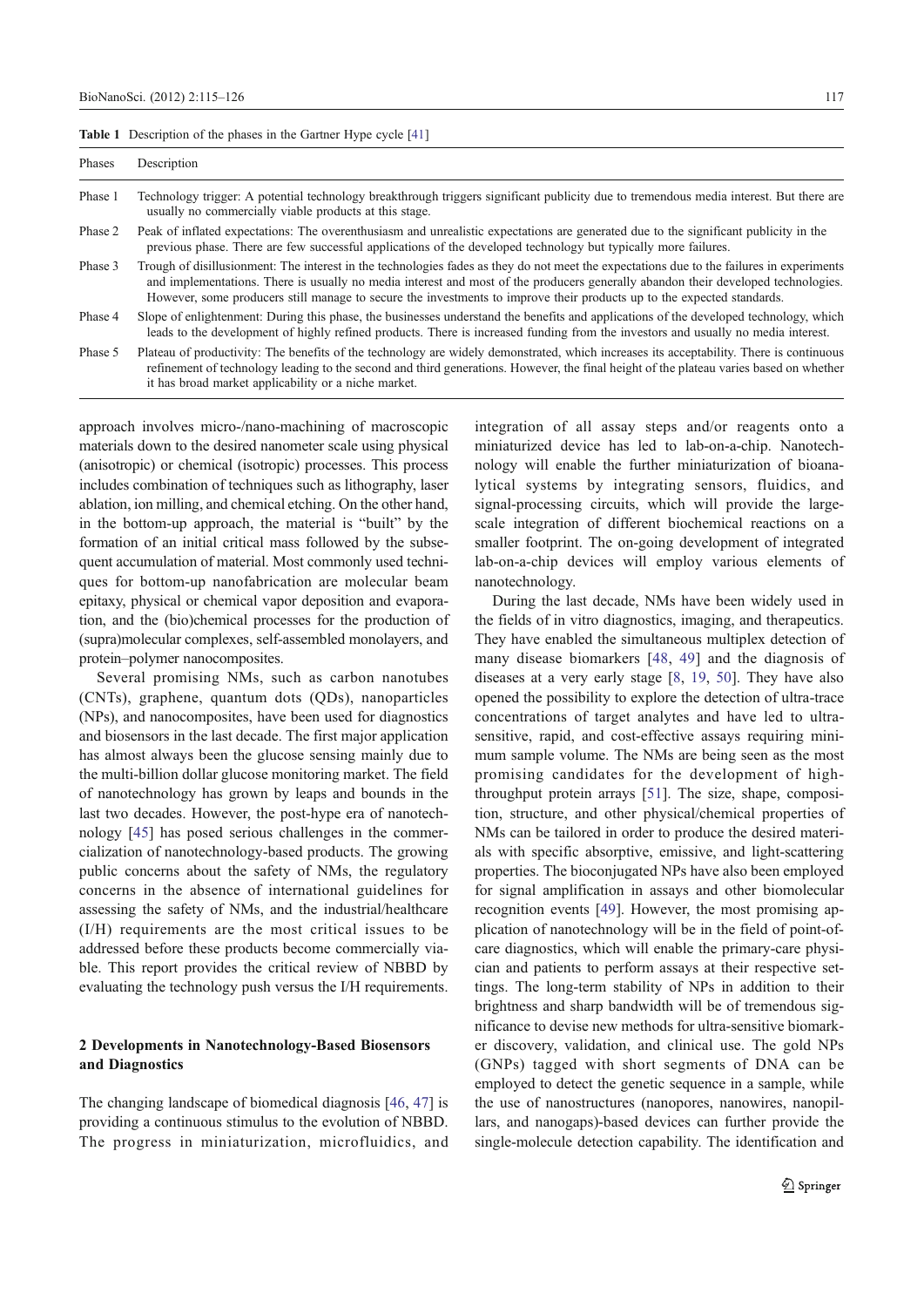**Table 1** Description of the phases in the Gartner Hype cycle [41]

| Phases | Description |
|---|---|
| Phase 1 | Technology trigger: A potential technology breakthrough triggers significant publicity due to tremendous media interest. But there are usually no commercially viable products at this stage. |
| Phase 2 | Peak of inflated expectations: The overenthusiasm and unrealistic expectations are generated due to the significant publicity in the previous phase. There are few successful applications of the developed technology but typically more failures. |
| Phase 3 | Trough of disillusionment: The interest in the technologies fades as they do not meet the expectations due to the failures in experiments and implementations. There is usually no media interest and most of the producers generally abandon their developed technologies. However, some producers still manage to secure the investments to improve their products up to the expected standards. |
| Phase 4 | Slope of enlightenment: During this phase, the businesses understand the benefits and applications of the developed technology, which leads to the development of highly refined products. There is increased funding from the investors and usually no media interest. |
| Phase 5 | Plateau of productivity: The benefits of the technology are widely demonstrated, which increases its acceptability. There is continuous refinement of technology leading to the second and third generations. However, the final height of the plateau varies based on whether it has broad market applicability or a niche market. |

approach involves micro-/nano-machining of macroscopic materials down to the desired nanometer scale using physical (anisotropic) or chemical (isotropic) processes. This process includes combination of techniques such as lithography, laser ablation, ion milling, and chemical etching. On the other hand, in the bottom-up approach, the material is "built" by the formation of an initial critical mass followed by the subsequent accumulation of material. Most commonly used techniques for bottom-up nanofabrication are molecular beam epitaxy, physical or chemical vapor deposition and evaporation, and the (bio)chemical processes for the production of (supra)molecular complexes, self-assembled monolayers, and protein–polymer nanocomposites.

Several promising NMs, such as carbon nanotubes (CNTs), graphene, quantum dots (QDs), nanoparticles (NPs), and nanocomposites, have been used for diagnostics and biosensors in the last decade. The first major application has almost always been the glucose sensing mainly due to the multi-billion dollar glucose monitoring market. The field of nanotechnology has grown by leaps and bounds in the last two decades. However, the post-hype era of nanotechnology [45] has posed serious challenges in the commercialization of nanotechnology-based products. The growing public concerns about the safety of NMs, the regulatory concerns in the absence of international guidelines for assessing the safety of NMs, and the industrial/healthcare (I/H) requirements are the most critical issues to be addressed before these products become commercially viable. This report provides the critical review of NBBD by evaluating the technology push versus the I/H requirements.

## 2 Developments in Nanotechnology-Based Biosensors and Diagnostics

The changing landscape of biomedical diagnosis [46, 47] is providing a continuous stimulus to the evolution of NBBD. The progress in miniaturization, microfluidics, and integration of all assay steps and/or reagents onto a miniaturized device has led to lab-on-a-chip. Nanotechnology will enable the further miniaturization of bioanalytical systems by integrating sensors, fluidics, and signal-processing circuits, which will provide the large-scale integration of different biochemical reactions on a smaller footprint. The on-going development of integrated lab-on-a-chip devices will employ various elements of nanotechnology.

During the last decade, NMs have been widely used in the fields of in vitro diagnostics, imaging, and therapeutics. They have enabled the simultaneous multiplex detection of many disease biomarkers [48, 49] and the diagnosis of diseases at a very early stage [8, 19, 50]. They have also opened the possibility to explore the detection of ultra-trace concentrations of target analytes and have led to ultra-sensitive, rapid, and cost-effective assays requiring minimum sample volume. The NMs are being seen as the most promising candidates for the development of high-throughput protein arrays [51]. The size, shape, composition, structure, and other physical/chemical properties of NMs can be tailored in order to produce the desired materials with specific absorptive, emissive, and light-scattering properties. The bioconjugated NPs have also been employed for signal amplification in assays and other biomolecular recognition events [49]. However, the most promising application of nanotechnology will be in the field of point-of-care diagnostics, which will enable the primary-care physician and patients to perform assays at their respective settings. The long-term stability of NPs in addition to their brightness and sharp bandwidth will be of tremendous significance to devise new methods for ultra-sensitive biomarker discovery, validation, and clinical use. The gold NPs (GNPs) tagged with short segments of DNA can be employed to detect the genetic sequence in a sample, while the use of nanostructures (nanopores, nanowires, nanopillars, and nanogaps)-based devices can further provide the single-molecule detection capability. The identification and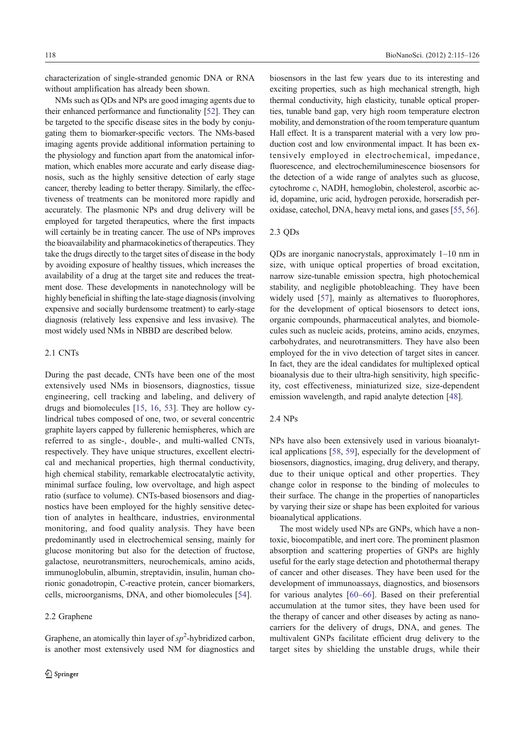characterization of single-stranded genomic DNA or RNA without amplification has already been shown.

NMs such as QDs and NPs are good imaging agents due to their enhanced performance and functionality [52]. They can be targeted to the specific disease sites in the body by conjugating them to biomarker-specific vectors. The NMs-based imaging agents provide additional information pertaining to the physiology and function apart from the anatomical information, which enables more accurate and early disease diagnosis, such as the highly sensitive detection of early stage cancer, thereby leading to better therapy. Similarly, the effectiveness of treatments can be monitored more rapidly and accurately. The plasmonic NPs and drug delivery will be employed for targeted therapeutics, where the first impacts will certainly be in treating cancer. The use of NPs improves the bioavailability and pharmacokinetics of therapeutics. They take the drugs directly to the target sites of disease in the body by avoiding exposure of healthy tissues, which increases the availability of a drug at the target site and reduces the treatment dose. These developments in nanotechnology will be highly beneficial in shifting the late-stage diagnosis (involving expensive and socially burdensome treatment) to early-stage diagnosis (relatively less expensive and less invasive). The most widely used NMs in NBBD are described below.

### 2.1 CNTs

During the past decade, CNTs have been one of the most extensively used NMs in biosensors, diagnostics, tissue engineering, cell tracking and labeling, and delivery of drugs and biomolecules [15, 16, 53]. They are hollow cylindrical tubes composed of one, two, or several concentric graphite layers capped by fullerenic hemispheres, which are referred to as single-, double-, and multi-walled CNTs, respectively. They have unique structures, excellent electrical and mechanical properties, high thermal conductivity, high chemical stability, remarkable electrocatalytic activity, minimal surface fouling, low overvoltage, and high aspect ratio (surface to volume). CNTs-based biosensors and diagnostics have been employed for the highly sensitive detection of analytes in healthcare, industries, environmental monitoring, and food quality analysis. They have been predominantly used in electrochemical sensing, mainly for glucose monitoring but also for the detection of fructose, galactose, neurotransmitters, neurochemicals, amino acids, immunoglobulin, albumin, streptavidin, insulin, human chorionic gonadotropin, C-reactive protein, cancer biomarkers, cells, microorganisms, DNA, and other biomolecules [54].

### 2.2 Graphene

Graphene, an atomically thin layer of $sp^2$-hybridized carbon, is another most extensively used NM for diagnostics and biosensors in the last few years due to its interesting and exciting properties, such as high mechanical strength, high thermal conductivity, high elasticity, tunable optical properties, tunable band gap, very high room temperature electron mobility, and demonstration of the room temperature quantum Hall effect. It is a transparent material with a very low production cost and low environmental impact. It has been extensively employed in electrochemical, impedance, fluorescence, and electrochemiluminescence biosensors for the detection of a wide range of analytes such as glucose, cytochrome *c*, NADH, hemoglobin, cholesterol, ascorbic acid, dopamine, uric acid, hydrogen peroxide, horseradish peroxidase, catechol, DNA, heavy metal ions, and gases [55, 56].

### 2.3 QDs

QDs are inorganic nanocrystals, approximately 1–10 nm in size, with unique optical properties of broad excitation, narrow size-tunable emission spectra, high photochemical stability, and negligible photobleaching. They have been widely used [57], mainly as alternatives to fluorophores, for the development of optical biosensors to detect ions, organic compounds, pharmaceutical analytes, and biomolecules such as nucleic acids, proteins, amino acids, enzymes, carbohydrates, and neurotransmitters. They have also been employed for the in vivo detection of target sites in cancer. In fact, they are the ideal candidates for multiplexed optical bioanalysis due to their ultra-high sensitivity, high specificity, cost effectiveness, miniaturized size, size-dependent emission wavelength, and rapid analyte detection [48].

### 2.4 NPs

NPs have also been extensively used in various bioanalytical applications [58, 59], especially for the development of biosensors, diagnostics, imaging, drug delivery, and therapy, due to their unique optical and other properties. They change color in response to the binding of molecules to their surface. The change in the properties of nanoparticles by varying their size or shape has been exploited for various bioanalytical applications.

The most widely used NPs are GNPs, which have a nontoxic, biocompatible, and inert core. The prominent plasmon absorption and scattering properties of GNPs are highly useful for the early stage detection and photothermal therapy of cancer and other diseases. They have been used for the development of immunoassays, diagnostics, and biosensors for various analytes [60–66]. Based on their preferential accumulation at the tumor sites, they have been used for the therapy of cancer and other diseases by acting as nanocarriers for the delivery of drugs, DNA, and genes. The multivalent GNPs facilitate efficient drug delivery to the target sites by shielding the unstable drugs, while their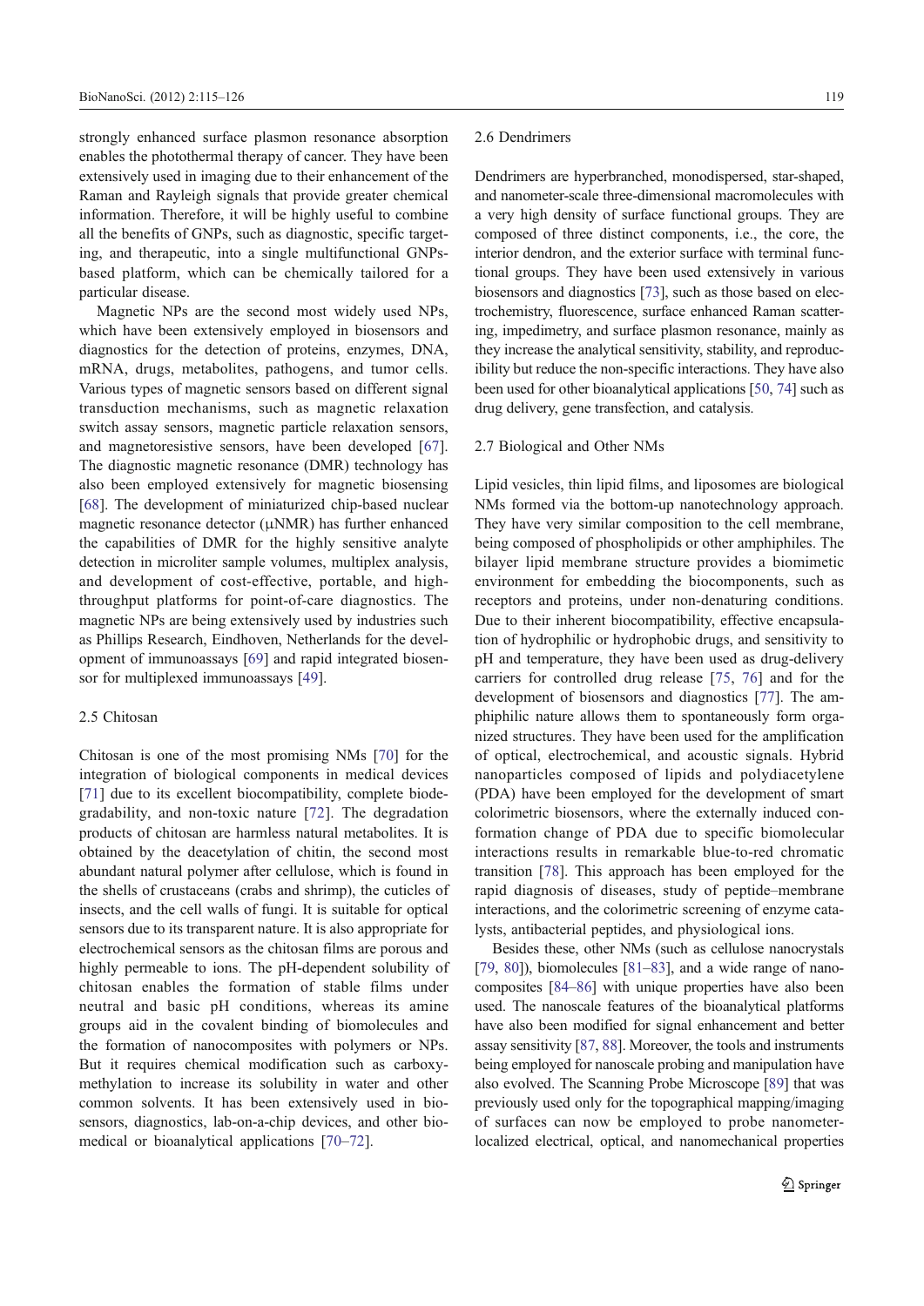strongly enhanced surface plasmon resonance absorption enables the photothermal therapy of cancer. They have been extensively used in imaging due to their enhancement of the Raman and Rayleigh signals that provide greater chemical information. Therefore, it will be highly useful to combine all the benefits of GNPs, such as diagnostic, specific targeting, and therapeutic, into a single multifunctional GNPs-based platform, which can be chemically tailored for a particular disease.

Magnetic NPs are the second most widely used NPs, which have been extensively employed in biosensors and diagnostics for the detection of proteins, enzymes, DNA, mRNA, drugs, metabolites, pathogens, and tumor cells. Various types of magnetic sensors based on different signal transduction mechanisms, such as magnetic relaxation switch assay sensors, magnetic particle relaxation sensors, and magnetoresistive sensors, have been developed [67]. The diagnostic magnetic resonance (DMR) technology has also been employed extensively for magnetic biosensing [68]. The development of miniaturized chip-based nuclear magnetic resonance detector (μNMR) has further enhanced the capabilities of DMR for the highly sensitive analyte detection in microliter sample volumes, multiplex analysis, and development of cost-effective, portable, and high-throughput platforms for point-of-care diagnostics. The magnetic NPs are being extensively used by industries such as Phillips Research, Eindhoven, Netherlands for the development of immunoassays [69] and rapid integrated biosensor for multiplexed immunoassays [49].

### 2.5 Chitosan

Chitosan is one of the most promising NMs [70] for the integration of biological components in medical devices [71] due to its excellent biocompatibility, complete biodegradability, and non-toxic nature [72]. The degradation products of chitosan are harmless natural metabolites. It is obtained by the deacetylation of chitin, the second most abundant natural polymer after cellulose, which is found in the shells of crustaceans (crabs and shrimp), the cuticles of insects, and the cell walls of fungi. It is suitable for optical sensors due to its transparent nature. It is also appropriate for electrochemical sensors as the chitosan films are porous and highly permeable to ions. The pH-dependent solubility of chitosan enables the formation of stable films under neutral and basic pH conditions, whereas its amine groups aid in the covalent binding of biomolecules and the formation of nanocomposites with polymers or NPs. But it requires chemical modification such as carboxymethylation to increase its solubility in water and other common solvents. It has been extensively used in biosensors, diagnostics, lab-on-a-chip devices, and other biomedical or bioanalytical applications [70–72].

### 2.6 Dendrimers

Dendrimers are hyperbranched, monodispersed, star-shaped, and nanometer-scale three-dimensional macromolecules with a very high density of surface functional groups. They are composed of three distinct components, i.e., the core, the interior dendron, and the exterior surface with terminal functional groups. They have been used extensively in various biosensors and diagnostics [73], such as those based on electrochemistry, fluorescence, surface enhanced Raman scattering, impedimetry, and surface plasmon resonance, mainly as they increase the analytical sensitivity, stability, and reproducibility but reduce the non-specific interactions. They have also been used for other bioanalytical applications [50, 74] such as drug delivery, gene transfection, and catalysis.

### 2.7 Biological and Other NMs

Lipid vesicles, thin lipid films, and liposomes are biological NMs formed via the bottom-up nanotechnology approach. They have very similar composition to the cell membrane, being composed of phospholipids or other amphiphiles. The bilayer lipid membrane structure provides a biomimetic environment for embedding the biocomponents, such as receptors and proteins, under non-denaturing conditions. Due to their inherent biocompatibility, effective encapsulation of hydrophilic or hydrophobic drugs, and sensitivity to pH and temperature, they have been used as drug-delivery carriers for controlled drug release [75, 76] and for the development of biosensors and diagnostics [77]. The amphiphilic nature allows them to spontaneously form organized structures. They have been used for the amplification of optical, electrochemical, and acoustic signals. Hybrid nanoparticles composed of lipids and polydiacetylene (PDA) have been employed for the development of smart colorimetric biosensors, where the externally induced conformation change of PDA due to specific biomolecular interactions results in remarkable blue-to-red chromatic transition [78]. This approach has been employed for the rapid diagnosis of diseases, study of peptide–membrane interactions, and the colorimetric screening of enzyme catalysts, antibacterial peptides, and physiological ions.

Besides these, other NMs (such as cellulose nanocrystals [79, 80]), biomolecules [81–83], and a wide range of nanocomposites [84–86] with unique properties have also been used. The nanoscale features of the bioanalytical platforms have also been modified for signal enhancement and better assay sensitivity [87, 88]. Moreover, the tools and instruments being employed for nanoscale probing and manipulation have also evolved. The Scanning Probe Microscope [89] that was previously used only for the topographical mapping/imaging of surfaces can now be employed to probe nanometer-localized electrical, optical, and nanomechanical properties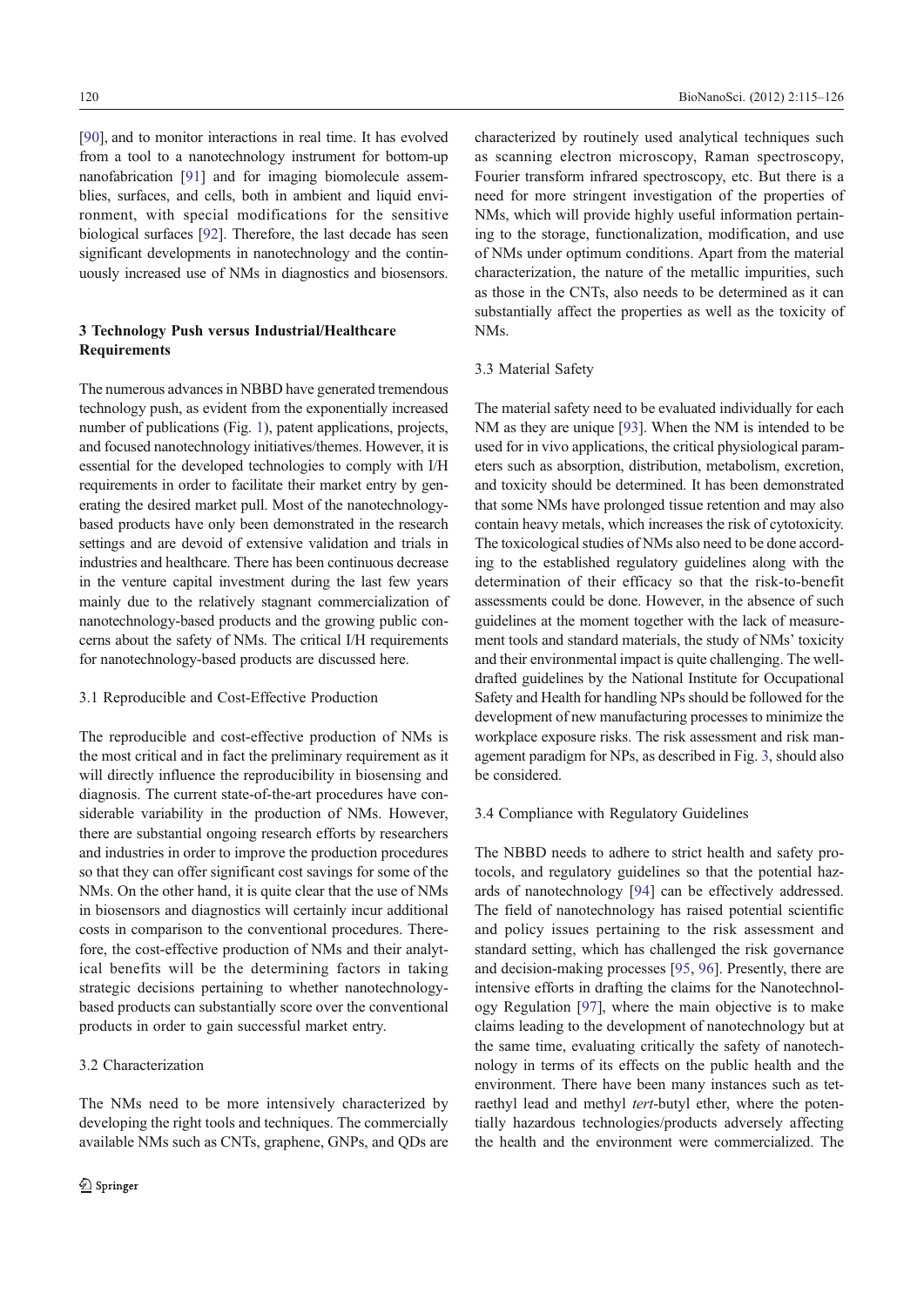[90], and to monitor interactions in real time. It has evolved from a tool to a nanotechnology instrument for bottom-up nanofabrication [91] and for imaging biomolecule assemblies, surfaces, and cells, both in ambient and liquid environment, with special modifications for the sensitive biological surfaces [92]. Therefore, the last decade has seen significant developments in nanotechnology and the continuously increased use of NMs in diagnostics and biosensors.

## 3 Technology Push versus Industrial/Healthcare Requirements

The numerous advances in NBBD have generated tremendous technology push, as evident from the exponentially increased number of publications (Fig. 1), patent applications, projects, and focused nanotechnology initiatives/themes. However, it is essential for the developed technologies to comply with I/H requirements in order to facilitate their market entry by generating the desired market pull. Most of the nanotechnology-based products have only been demonstrated in the research settings and are devoid of extensive validation and trials in industries and healthcare. There has been continuous decrease in the venture capital investment during the last few years mainly due to the relatively stagnant commercialization of nanotechnology-based products and the growing public concerns about the safety of NMs. The critical I/H requirements for nanotechnology-based products are discussed here.

### 3.1 Reproducible and Cost-Effective Production

The reproducible and cost-effective production of NMs is the most critical and in fact the preliminary requirement as it will directly influence the reproducibility in biosensing and diagnosis. The current state-of-the-art procedures have considerable variability in the production of NMs. However, there are substantial ongoing research efforts by researchers and industries in order to improve the production procedures so that they can offer significant cost savings for some of the NMs. On the other hand, it is quite clear that the use of NMs in biosensors and diagnostics will certainly incur additional costs in comparison to the conventional procedures. Therefore, the cost-effective production of NMs and their analytical benefits will be the determining factors in taking strategic decisions pertaining to whether nanotechnology-based products can substantially score over the conventional products in order to gain successful market entry.

### 3.2 Characterization

The NMs need to be more intensively characterized by developing the right tools and techniques. The commercially available NMs such as CNTs, graphene, GNPs, and QDs are characterized by routinely used analytical techniques such as scanning electron microscopy, Raman spectroscopy, Fourier transform infrared spectroscopy, etc. But there is a need for more stringent investigation of the properties of NMs, which will provide highly useful information pertaining to the storage, functionalization, modification, and use of NMs under optimum conditions. Apart from the material characterization, the nature of the metallic impurities, such as those in the CNTs, also needs to be determined as it can substantially affect the properties as well as the toxicity of NMs.

### 3.3 Material Safety

The material safety need to be evaluated individually for each NM as they are unique [93]. When the NM is intended to be used for in vivo applications, the critical physiological parameters such as absorption, distribution, metabolism, excretion, and toxicity should be determined. It has been demonstrated that some NMs have prolonged tissue retention and may also contain heavy metals, which increases the risk of cytotoxicity. The toxicological studies of NMs also need to be done according to the established regulatory guidelines along with the determination of their efficacy so that the risk-to-benefit assessments could be done. However, in the absence of such guidelines at the moment together with the lack of measurement tools and standard materials, the study of NMs' toxicity and their environmental impact is quite challenging. The well-drafted guidelines by the National Institute for Occupational Safety and Health for handling NPs should be followed for the development of new manufacturing processes to minimize the workplace exposure risks. The risk assessment and risk management paradigm for NPs, as described in Fig. 3, should also be considered.

### 3.4 Compliance with Regulatory Guidelines

The NBBD needs to adhere to strict health and safety protocols, and regulatory guidelines so that the potential hazards of nanotechnology [94] can be effectively addressed. The field of nanotechnology has raised potential scientific and policy issues pertaining to the risk assessment and standard setting, which has challenged the risk governance and decision-making processes [95, 96]. Presently, there are intensive efforts in drafting the claims for the Nanotechnology Regulation [97], where the main objective is to make claims leading to the development of nanotechnology but at the same time, evaluating critically the safety of nanotechnology in terms of its effects on the public health and the environment. There have been many instances such as tetraethyl lead and methyl *tert*-butyl ether, where the potentially hazardous technologies/products adversely affecting the health and the environment were commercialized. The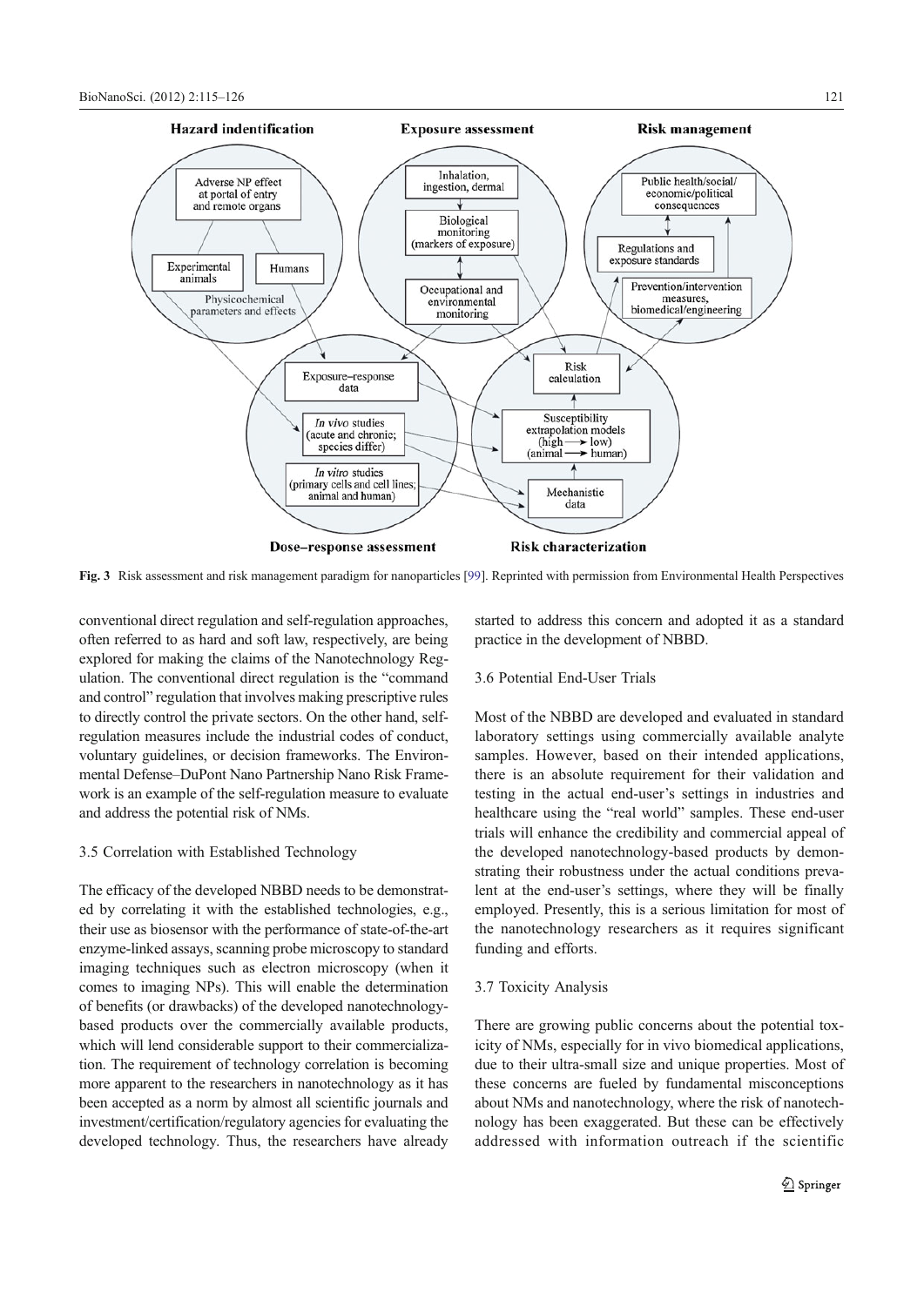Fig. 3 Risk assessment and risk management paradigm for nanoparticles [99]. Reprinted with permission from Environmental Health Perspectives

conventional direct regulation and self-regulation approaches, often referred to as hard and soft law, respectively, are being explored for making the claims of the Nanotechnology Regulation. The conventional direct regulation is the "command and control" regulation that involves making prescriptive rules to directly control the private sectors. On the other hand, self-regulation measures include the industrial codes of conduct, voluntary guidelines, or decision frameworks. The Environmental Defense–DuPont Nano Partnership Nano Risk Framework is an example of the self-regulation measure to evaluate and address the potential risk of NMs.

### 3.5 Correlation with Established Technology

The efficacy of the developed NBBD needs to be demonstrated by correlating it with the established technologies, e.g., their use as biosensor with the performance of state-of-the-art enzyme-linked assays, scanning probe microscopy to standard imaging techniques such as electron microscopy (when it comes to imaging NPs). This will enable the determination of benefits (or drawbacks) of the developed nanotechnology-based products over the commercially available products, which will lend considerable support to their commercialization. The requirement of technology correlation is becoming more apparent to the researchers in nanotechnology as it has been accepted as a norm by almost all scientific journals and investment/certification/regulatory agencies for evaluating the developed technology. Thus, the researchers have already started to address this concern and adopted it as a standard practice in the development of NBBD.

### 3.6 Potential End-User Trials

Most of the NBBD are developed and evaluated in standard laboratory settings using commercially available analyte samples. However, based on their intended applications, there is an absolute requirement for their validation and testing in the actual end-user's settings in industries and healthcare using the "real world" samples. These end-user trials will enhance the credibility and commercial appeal of the developed nanotechnology-based products by demonstrating their robustness under the actual conditions prevalent at the end-user's settings, where they will be finally employed. Presently, this is a serious limitation for most of the nanotechnology researchers as it requires significant funding and efforts.

### 3.7 Toxicity Analysis

There are growing public concerns about the potential toxicity of NMs, especially for in vivo biomedical applications, due to their ultra-small size and unique properties. Most of these concerns are fueled by fundamental misconceptions about NMs and nanotechnology, where the risk of nanotechnology has been exaggerated. But these can be effectively addressed with information outreach if the scientific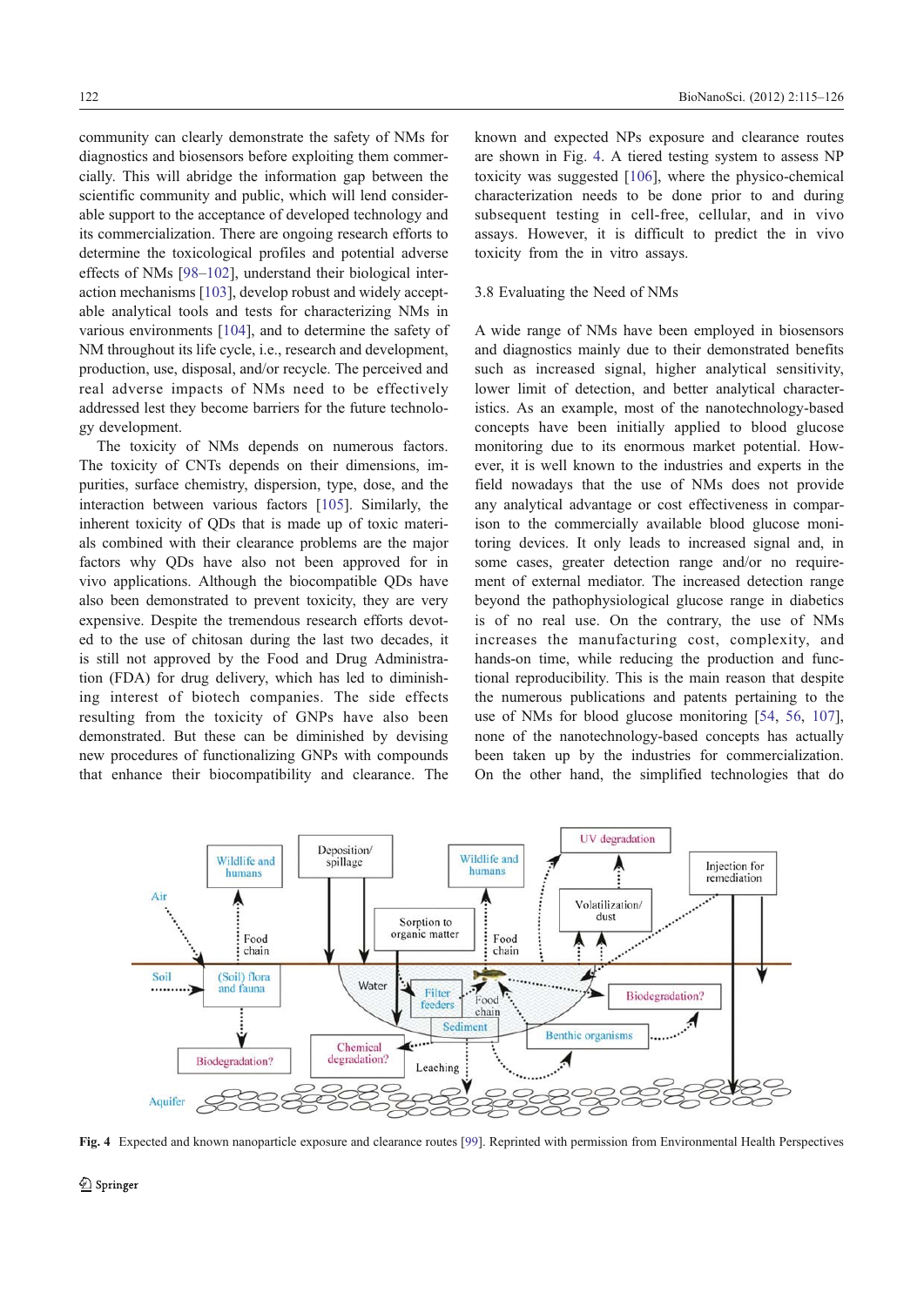community can clearly demonstrate the safety of NMs for diagnostics and biosensors before exploiting them commercially. This will abridge the information gap between the scientific community and public, which will lend considerable support to the acceptance of developed technology and its commercialization. There are ongoing research efforts to determine the toxicological profiles and potential adverse effects of NMs [98–102], understand their biological interaction mechanisms [103], develop robust and widely acceptable analytical tools and tests for characterizing NMs in various environments [104], and to determine the safety of NM throughout its life cycle, i.e., research and development, production, use, disposal, and/or recycle. The perceived and real adverse impacts of NMs need to be effectively addressed lest they become barriers for the future technology development.

The toxicity of NMs depends on numerous factors. The toxicity of CNTs depends on their dimensions, impurities, surface chemistry, dispersion, type, dose, and the interaction between various factors [105]. Similarly, the inherent toxicity of QDs that is made up of toxic materials combined with their clearance problems are the major factors why QDs have also not been approved for in vivo applications. Although the biocompatible QDs have also been demonstrated to prevent toxicity, they are very expensive. Despite the tremendous research efforts devoted to the use of chitosan during the last two decades, it is still not approved by the Food and Drug Administration (FDA) for drug delivery, which has led to diminishing interest of biotech companies. The side effects resulting from the toxicity of GNPs have also been demonstrated. But these can be diminished by devising new procedures of functionalizing GNPs with compounds that enhance their biocompatibility and clearance. The known and expected NPs exposure and clearance routes are shown in Fig. 4. A tiered testing system to assess NP toxicity was suggested [106], where the physico-chemical characterization needs to be done prior to and during subsequent testing in cell-free, cellular, and in vivo assays. However, it is difficult to predict the in vivo toxicity from the in vitro assays.

### 3.8 Evaluating the Need of NMs

A wide range of NMs have been employed in biosensors and diagnostics mainly due to their demonstrated benefits such as increased signal, higher analytical sensitivity, lower limit of detection, and better analytical characteristics. As an example, most of the nanotechnology-based concepts have been initially applied to blood glucose monitoring due to its enormous market potential. However, it is well known to the industries and experts in the field nowadays that the use of NMs does not provide any analytical advantage or cost effectiveness in comparison to the commercially available blood glucose monitoring devices. It only leads to increased signal and, in some cases, greater detection range and/or no requirement of external mediator. The increased detection range beyond the pathophysiological glucose range in diabetics is of no real use. On the contrary, the use of NMs increases the manufacturing cost, complexity, and hands-on time, while reducing the production and functional reproducibility. This is the main reason that despite the numerous publications and patents pertaining to the use of NMs for blood glucose monitoring [54, 56, 107], none of the nanotechnology-based concepts has actually been taken up by the industries for commercialization. On the other hand, the simplified technologies that do

**Fig. 4** Expected and known nanoparticle exposure and clearance routes [99]. Reprinted with permission from Environmental Health Perspectives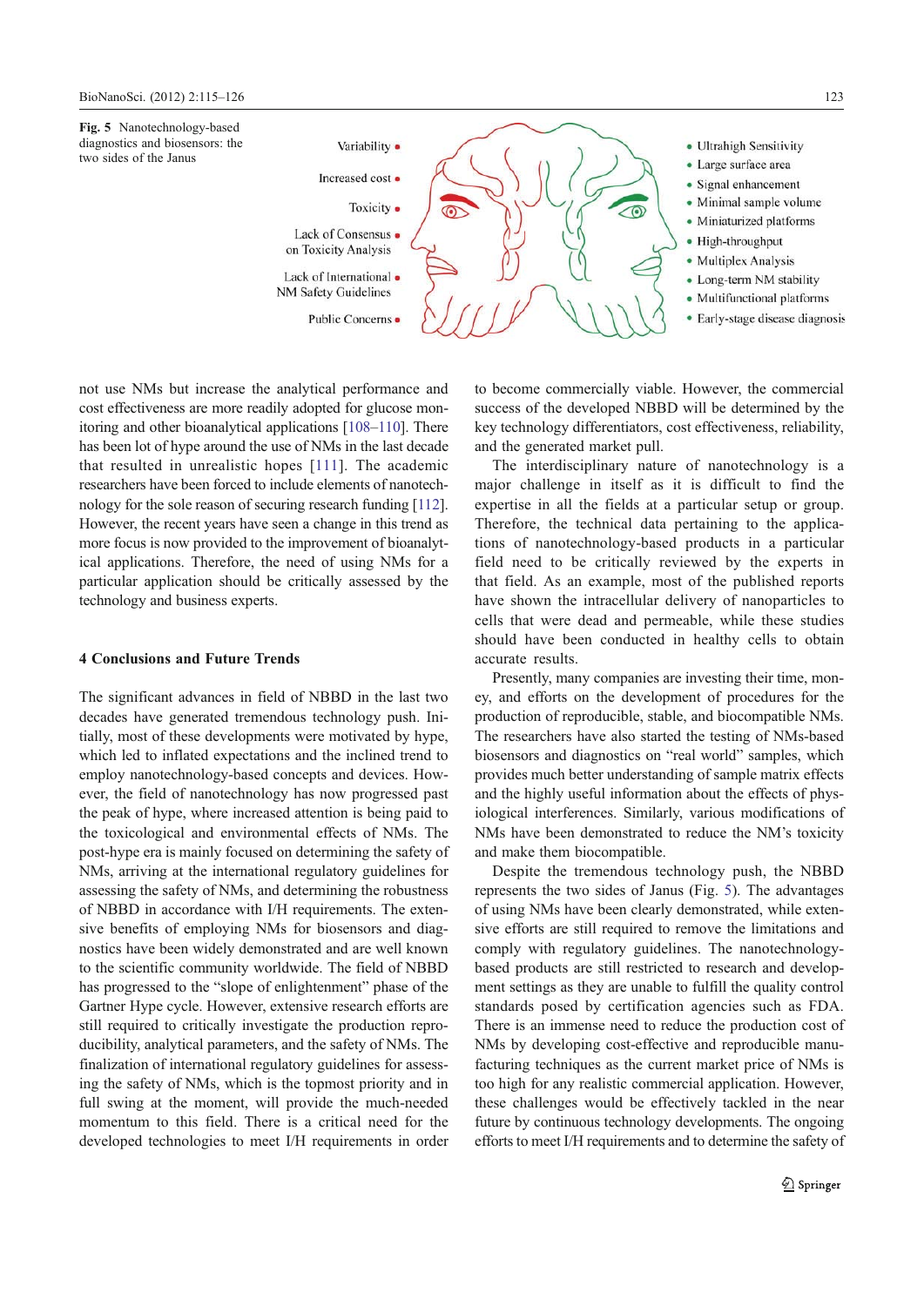**Fig. 5** Nanotechnology-based diagnostics and biosensors: the two sides of the Janus

Variability
Increased cost
Toxicity
Lack of Consensus on Toxicity Analysis
Lack of International NM Safety Guidelines
Public Concerns

Ultrahigh Sensitivity
Large surface area
Signal enhancement
Minimal sample volume
Miniaturized platforms
High-throughput
Multiplex Analysis
Long-term NM stability
Multifunctional platforms
Early-stage disease diagnosis

not use NMs but increase the analytical performance and cost effectiveness are more readily adopted for glucose monitoring and other bioanalytical applications [108–110]. There has been lot of hype around the use of NMs in the last decade that resulted in unrealistic hopes [111]. The academic researchers have been forced to include elements of nanotechnology for the sole reason of securing research funding [112]. However, the recent years have seen a change in this trend as more focus is now provided to the improvement of bioanalytical applications. Therefore, the need of using NMs for a particular application should be critically assessed by the technology and business experts.

## 4 Conclusions and Future Trends

The significant advances in field of NBBD in the last two decades have generated tremendous technology push. Initially, most of these developments were motivated by hype, which led to inflated expectations and the inclined trend to employ nanotechnology-based concepts and devices. However, the field of nanotechnology has now progressed past the peak of hype, where increased attention is being paid to the toxicological and environmental effects of NMs. The post-hype era is mainly focused on determining the safety of NMs, arriving at the international regulatory guidelines for assessing the safety of NMs, and determining the robustness of NBBD in accordance with I/H requirements. The extensive benefits of employing NMs for biosensors and diagnostics have been widely demonstrated and are well known to the scientific community worldwide. The field of NBBD has progressed to the "slope of enlightenment" phase of the Gartner Hype cycle. However, extensive research efforts are still required to critically investigate the production reproducibility, analytical parameters, and the safety of NMs. The finalization of international regulatory guidelines for assessing the safety of NMs, which is the topmost priority and in full swing at the moment, will provide the much-needed momentum to this field. There is a critical need for the developed technologies to meet I/H requirements in order to become commercially viable. However, the commercial success of the developed NBBD will be determined by the key technology differentiators, cost effectiveness, reliability, and the generated market pull.

The interdisciplinary nature of nanotechnology is a major challenge in itself as it is difficult to find the expertise in all the fields at a particular setup or group. Therefore, the technical data pertaining to the applications of nanotechnology-based products in a particular field need to be critically reviewed by the experts in that field. As an example, most of the published reports have shown the intracellular delivery of nanoparticles to cells that were dead and permeable, while these studies should have been conducted in healthy cells to obtain accurate results.

Presently, many companies are investing their time, money, and efforts on the development of procedures for the production of reproducible, stable, and biocompatible NMs. The researchers have also started the testing of NMs-based biosensors and diagnostics on "real world" samples, which provides much better understanding of sample matrix effects and the highly useful information about the effects of physiological interferences. Similarly, various modifications of NMs have been demonstrated to reduce the NM's toxicity and make them biocompatible.

Despite the tremendous technology push, the NBBD represents the two sides of Janus (Fig. 5). The advantages of using NMs have been clearly demonstrated, while extensive efforts are still required to remove the limitations and comply with regulatory guidelines. The nanotechnology-based products are still restricted to research and development settings as they are unable to fulfill the quality control standards posed by certification agencies such as FDA. There is an immense need to reduce the production cost of NMs by developing cost-effective and reproducible manufacturing techniques as the current market price of NMs is too high for any realistic commercial application. However, these challenges would be effectively tackled in the near future by continuous technology developments. The ongoing efforts to meet I/H requirements and to determine the safety of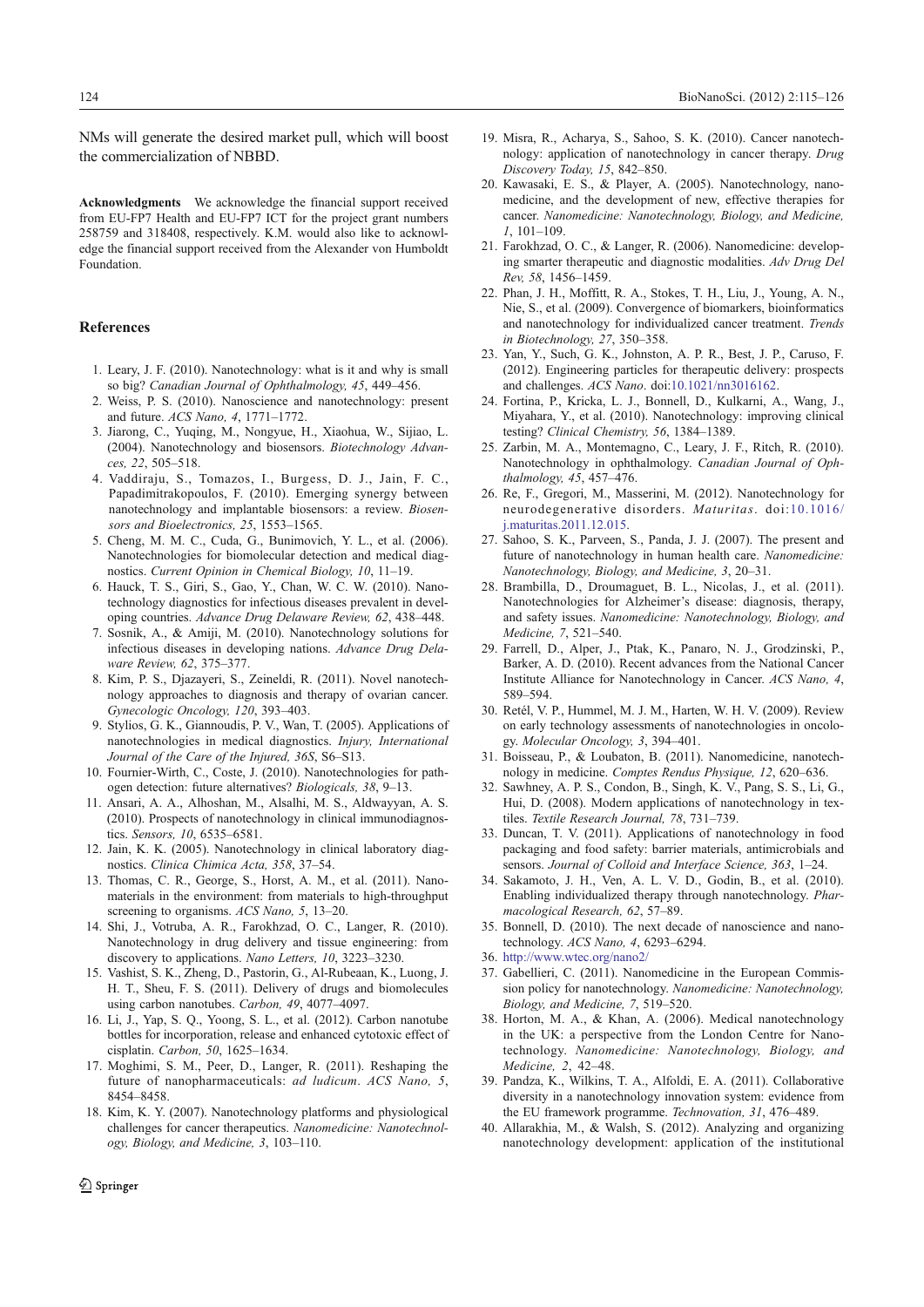NMs will generate the desired market pull, which will boost the commercialization of NBBD.

**Acknowledgments** We acknowledge the financial support received from EU-FP7 Health and EU-FP7 ICT for the project grant numbers 258759 and 318408, respectively. K.M. would also like to acknowledge the financial support received from the Alexander von Humboldt Foundation.

## References

1. Leary, J. F. (2010). Nanotechnology: what is it and why is small so big? *Canadian Journal of Ophthalmology, 45*, 449–456.
2. Weiss, P. S. (2010). Nanoscience and nanotechnology: present and future. *ACS Nano, 4*, 1771–1772.
3. Jiarong, C., Yuqing, M., Nongyue, H., Xiaohua, W., Sijiao, L. (2004). Nanotechnology and biosensors. *Biotechnology Advances, 22*, 505–518.
4. Vaddiraju, S., Tomazos, I., Burgess, D. J., Jain, F. C., Papadimitrakopoulos, F. (2010). Emerging synergy between nanotechnology and implantable biosensors: a review. *Biosensors and Bioelectronics, 25*, 1553–1565.
5. Cheng, M. M. C., Cuda, G., Bunimovich, Y. L., et al. (2006). Nanotechnologies for biomolecular detection and medical diagnostics. *Current Opinion in Chemical Biology, 10*, 11–19.
6. Hauck, T. S., Giri, S., Gao, Y., Chan, W. C. W. (2010). Nanotechnology diagnostics for infectious diseases prevalent in developing countries. *Advance Drug Delaware Review, 62*, 438–448.
7. Sosnik, A., & Amiji, M. (2010). Nanotechnology solutions for infectious diseases in developing nations. *Advance Drug Delaware Review, 62*, 375–377.
8. Kim, P. S., Djazayeri, S., Zeineldi, R. (2011). Novel nanotechnology approaches to diagnosis and therapy of ovarian cancer. *Gynecologic Oncology, 120*, 393–403.
9. Stylios, G. K., Giannoudis, P. V., Wan, T. (2005). Applications of nanotechnologies in medical diagnostics. *Injury, International Journal of the Care of the Injured, 36S*, S6–S13.
10. Fournier-Wirth, C., Coste, J. (2010). Nanotechnologies for pathogen detection: future alternatives? *Biologicals, 38*, 9–13.
11. Ansari, A. A., Alhoshan, M., Alsalhi, M. S., Aldwayyan, A. S. (2010). Prospects of nanotechnology in clinical immunodiagnostics. *Sensors, 10*, 6535–6581.
12. Jain, K. K. (2005). Nanotechnology in clinical laboratory diagnostics. *Clinica Chimica Acta, 358*, 37–54.
13. Thomas, C. R., George, S., Horst, A. M., et al. (2011). Nanomaterials in the environment: from materials to high-throughput screening to organisms. *ACS Nano, 5*, 13–20.
14. Shi, J., Votruba, A. R., Farokhzad, O. C., Langer, R. (2010). Nanotechnology in drug delivery and tissue engineering: from discovery to applications. *Nano Letters, 10*, 3223–3230.
15. Vashist, S. K., Zheng, D., Pastorin, G., Al-Rubeaan, K., Luong, J. H. T., Sheu, F. S. (2011). Delivery of drugs and biomolecules using carbon nanotubes. *Carbon, 49*, 4077–4097.
16. Li, J., Yap, S. Q., Yoong, S. L., et al. (2012). Carbon nanotube bottles for incorporation, release and enhanced cytotoxic effect of cisplatin. *Carbon, 50*, 1625–1634.
17. Moghimi, S. M., Peer, D., Langer, R. (2011). Reshaping the future of nanopharmaceuticals: *ad ludicum*. *ACS Nano, 5*, 8454–8458.
18. Kim, K. Y. (2007). Nanotechnology platforms and physiological challenges for cancer therapeutics. *Nanomedicine: Nanotechnology, Biology, and Medicine, 3*, 103–110.
19. Misra, R., Acharya, S., Sahoo, S. K. (2010). Cancer nanotechnology: application of nanotechnology in cancer therapy. *Drug Discovery Today, 15*, 842–850.
20. Kawasaki, E. S., & Player, A. (2005). Nanotechnology, nanomedicine, and the development of new, effective therapies for cancer. *Nanomedicine: Nanotechnology, Biology, and Medicine, 1*, 101–109.
21. Farokhzad, O. C., & Langer, R. (2006). Nanomedicine: developing smarter therapeutic and diagnostic modalities. *Adv Drug Del Rev, 58*, 1456–1459.
22. Phan, J. H., Moffitt, R. A., Stokes, T. H., Liu, J., Young, A. N., Nie, S., et al. (2009). Convergence of biomarkers, bioinformatics and nanotechnology for individualized cancer treatment. *Trends in Biotechnology, 27*, 350–358.
23. Yan, Y., Such, G. K., Johnston, A. P. R., Best, J. P., Caruso, F. (2012). Engineering particles for therapeutic delivery: prospects and challenges. *ACS Nano*. doi:10.1021/nn3016162.
24. Fortina, P., Kricka, L. J., Bonnell, D., Kulkarni, A., Wang, J., Miyahara, Y., et al. (2010). Nanotechnology: improving clinical testing? *Clinical Chemistry, 56*, 1384–1389.
25. Zarbin, M. A., Montemagno, C., Leary, J. F., Ritch, R. (2010). Nanotechnology in ophthalmology. *Canadian Journal of Ophthalmology, 45*, 457–476.
26. Re, F., Gregori, M., Masserini, M. (2012). Nanotechnology for neurodegenerative disorders. *Maturitas*. doi:10.1016/j.maturitas.2011.12.015.
27. Sahoo, S. K., Parveen, S., Panda, J. J. (2007). The present and future of nanotechnology in human health care. *Nanomedicine: Nanotechnology, Biology, and Medicine, 3*, 20–31.
28. Brambilla, D., Droumaguet, B. L., Nicolas, J., et al. (2011). Nanotechnologies for Alzheimer's disease: diagnosis, therapy, and safety issues. *Nanomedicine: Nanotechnology, Biology, and Medicine, 7*, 521–540.
29. Farrell, D., Alper, J., Ptak, K., Panaro, N. J., Grodzinski, P., Barker, A. D. (2010). Recent advances from the National Cancer Institute Alliance for Nanotechnology in Cancer. *ACS Nano, 4*, 589–594.
30. Retél, V. P., Hummel, M. J. M., Harten, W. H. V. (2009). Review on early technology assessments of nanotechnologies in oncology. *Molecular Oncology, 3*, 394–401.
31. Boisseau, P., & Loubaton, B. (2011). Nanomedicine, nanotechnology in medicine. *Comptes Rendus Physique, 12*, 620–636.
32. Sawhney, A. P. S., Condon, B., Singh, K. V., Pang, S. S., Li, G., Hui, D. (2008). Modern applications of nanotechnology in textiles. *Textile Research Journal, 78*, 731–739.
33. Duncan, T. V. (2011). Applications of nanotechnology in food packaging and food safety: barrier materials, antimicrobials and sensors. *Journal of Colloid and Interface Science, 363*, 1–24.
34. Sakamoto, J. H., Ven, A. L. V. D., Godin, B., et al. (2010). Enabling individualized therapy through nanotechnology. *Pharmacological Research, 62*, 57–89.
35. Bonnell, D. (2010). The next decade of nanoscience and nanotechnology. *ACS Nano, 4*, 6293–6294.
36. http://www.wtec.org/nano2/
37. Gabellieri, C. (2011). Nanomedicine in the European Commission policy for nanotechnology. *Nanomedicine: Nanotechnology, Biology, and Medicine, 7*, 519–520.
38. Horton, M. A., & Khan, A. (2006). Medical nanotechnology in the UK: a perspective from the London Centre for Nanotechnology. *Nanomedicine: Nanotechnology, Biology, and Medicine, 2*, 42–48.
39. Pandza, K., Wilkins, T. A., Alfoldi, E. A. (2011). Collaborative diversity in a nanotechnology innovation system: evidence from the EU framework programme. *Technovation, 31*, 476–489.
40. Allarakhia, M., & Walsh, S. (2012). Analyzing and organizing nanotechnology development: application of the institutional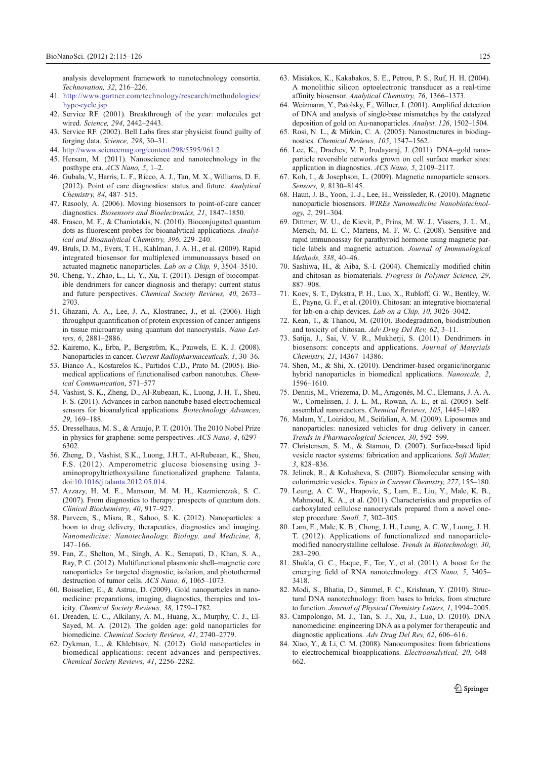analysis development framework to nanotechnology consortia. *Technovation, 32*, 216–226.

41. http://www.gartner.com/technology/research/methodologies/hype-cycle.jsp
42. Service RF. (2001). Breakthrough of the year: molecules get wired. *Science, 294*, 2442–2443.
43. Service RF. (2002). Bell Labs fires star physicist found guilty of forging data. *Science, 298*, 30–31.
44. http://www.sciencemag.org/content/298/5595/961.2
45. Hersam, M. (2011). Nanoscience and nanotechnology in the posthype era. *ACS Nano, 5*, 1–2.
46. Gubala, V., Harris, L. F., Ricco, A. J., Tan, M. X., Williams, D. E. (2012). Point of care diagnostics: status and future. *Analytical Chemistry, 84*, 487–515.
47. Rasooly, A. (2006). Moving biosensors to point-of-care cancer diagnostics. *Biosensors and Bioelectronics, 21*, 1847–1850.
48. Frasco, M. F., & Chaniotakis, N. (2010). Bioconjugated quantum dots as fluorescent probes for bioanalytical applications. *Analytical and Bioanalytical Chemistry, 396*, 229–240.
49. Bruls, D. M., Evers, T. H., Kahlman, J. A. H., et al. (2009). Rapid integrated biosensor for multiplexed immunoassays based on actuated magnetic nanoparticles. *Lab on a Chip, 9*, 3504–3510.
50. Cheng, Y., Zhao, L., Li, Y., Xu, T. (2011). Design of biocompatible dendrimers for cancer diagnosis and therapy: current status and future perspectives. *Chemical Society Reviews, 40*, 2673–2703.
51. Ghazani, A. A., Lee, J. A., Klostranec, J., et al. (2006). High throughput quantification of protein expression of cancer antigens in tissue microarray using quantum dot nanocrystals. *Nano Letters, 6*, 2881–2886.
52. Kairemo, K., Erba, P., Bergström, K., Pauwels, E. K. J. (2008). Nanoparticles in cancer. *Current Radiopharmaceuticals, 1*, 30–36.
53. Bianco A., Kostarelos K., Partidos C.D., Prato M. (2005). Biomedical applications of functionalised carbon nanotubes. *Chemical Communication*, 571–577
54. Vashist, S. K., Zheng, D., Al-Rubeaan, K., Luong, J. H. T., Sheu, F. S. (2011). Advances in carbon nanotube based electrochemical sensors for bioanalytical applications. *Biotechnology Advances, 29*, 169–188.
55. Dresselhaus, M. S., & Araujo, P. T. (2010). The 2010 Nobel Prize in physics for graphene: some perspectives. *ACS Nano, 4*, 6297–6302.
56. Zheng, D., Vashist, S.K., Luong, J.H.T., Al-Rubeaan, K., Sheu, F.S. (2012). Amperometric glucose biosensing using 3-aminopropyltriethoxysilane functionalized graphene. Talanta, doi:10.1016/j.talanta.2012.05.014.
57. Azzazy, H. M. E., Mansour, M. M. H., Kazmierczak, S. C. (2007). From diagnostics to therapy: prospects of quantum dots. *Clinical Biochemistry, 40*, 917–927.
58. Parveen, S., Misra, R., Sahoo, S. K. (2012). Nanoparticles: a boon to drug delivery, therapeutics, diagnostics and imaging. *Nanomedicine: Nanotechnology, Biology, and Medicine, 8*, 147–166.
59. Fan, Z., Shelton, M., Singh, A. K., Senapati, D., Khan, S. A., Ray, P. C. (2012). Multifunctional plasmonic shell–magnetic core nanoparticles for targeted diagnostic, isolation, and photothermal destruction of tumor cells. *ACS Nano, 6*, 1065–1073.
60. Boisselier, E., & Astruc, D. (2009). Gold nanoparticles in nanomedicine: preparations, imaging, diagnostics, therapies and toxicity. *Chemical Society Reviews, 38*, 1759–1782.
61. Dreaden, E. C., Alkilany, A. M., Huang, X., Murphy, C. J., El-Sayed, M. A. (2012). The golden age: gold nanoparticles for biomedicine. *Chemical Society Reviews, 41*, 2740–2779.
62. Dykman, L., & Khlebtsov, N. (2012). Gold nanoparticles in biomedical applications: recent advances and perspectives. *Chemical Society Reviews, 41*, 2256–2282.
63. Misiakos, K., Kakabakos, S. E., Petrou, P. S., Ruf, H. H. (2004). A monolithic silicon optoelectronic transducer as a real-time affinity biosensor. *Analytical Chemistry, 76*, 1366–1373.
64. Weizmann, Y., Patolsky, F., Willner, I. (2001). Amplified detection of DNA and analysis of single-base mismatches by the catalyzed deposition of gold on Au-nanoparticles. *Analyst, 126*, 1502–1504.
65. Rosi, N. L., & Mirkin, C. A. (2005). Nanostructures in biodiagnostics. *Chemical Reviews, 105*, 1547–1562.
66. Lee, K., Drachev, V. P., Irudayaraj, J. (2011). DNA–gold nanoparticle reversible networks grown on cell surface marker sites: application in diagnostics. *ACS Nano, 5*, 2109–2117.
67. Koh, I., & Josephson, L. (2009). Magnetic nanoparticle sensors. *Sensors, 9*, 8130–8145.
68. Haun, J. B., Yoon, T.-J., Lee, H., Weissleder, R. (2010). Magnetic nanoparticle biosensors. *WIREs Nanomedicine Nanobiotechnology, 2*, 291–304.
69. Dittmer, W. U., de Kievit, P., Prins, M. W. J., Vissers, J. L. M., Mersch, M. E. C., Martens, M. F. W. C. (2008). Sensitive and rapid immunoassay for parathyroid hormone using magnetic particle labels and magnetic actuation. *Journal of Immunological Methods, 338*, 40–46.
70. Sashiwa, H., & Aiba, S.-I. (2004). Chemically modified chitin and chitosan as biomaterials. *Progress in Polymer Science, 29*, 887–908.
71. Koev, S. T., Dykstra, P. H., Luo, X., Rubloff, G. W., Bentley, W. E., Payne, G. F., et al. (2010). Chitosan: an integrative biomaterial for lab-on-a-chip devices. *Lab on a Chip, 10*, 3026–3042.
72. Kean, T., & Thanou, M. (2010). Biodegradation, biodistribution and toxicity of chitosan. *Adv Drug Del Rev, 62*, 3–11.
73. Satija, J., Sai, V. V. R., Mukherji, S. (2011). Dendrimers in biosensors: concepts and applications. *Journal of Materials Chemistry, 21*, 14367–14386.
74. Shen, M., & Shi, X. (2010). Dendrimer-based organic/inorganic hybrid nanoparticles in biomedical applications. *Nanoscale, 2*, 1596–1610.
75. Dennis, M., Vriezema, D. M., Aragonès, M. C., Elemans, J. A. A. W., Cornelissen, J. J. L. M., Rowan, A. E., et al. (2005). Self-assembled nanoreactors. *Chemical Reviews, 105*, 1445–1489.
76. Malam, Y., Loizidou, M., Seifalian, A. M. (2009). Liposomes and nanoparticles: nanosized vehicles for drug delivery in cancer. *Trends in Pharmacological Sciences, 30*, 592–599.
77. Christensen, S. M., & Stamou, D. (2007). Surface-based lipid vesicle reactor systems: fabrication and applications. *Soft Matter, 3*, 828–836.
78. Jelinek, R., & Kolusheva, S. (2007). Biomolecular sensing with colorimetric vesicles. *Topics in Current Chemistry, 277*, 155–180.
79. Leung, A. C. W., Hrapovic, S., Lam, E., Liu, Y., Male, K. B., Mahmoud, K. A., et al. (2011). Characteristics and properties of carboxylated cellulose nanocrystals prepared from a novel one-step procedure. *Small, 7*, 302–305.
80. Lam, E., Male, K. B., Chong, J. H., Leung, A. C. W., Luong, J. H. T. (2012). Applications of functionalized and nanoparticle-modified nanocrystalline cellulose. *Trends in Biotechnology, 30*, 283–290.
81. Shukla, G. C., Haque, F., Tor, Y., et al. (2011). A boost for the emerging field of RNA nanotechnology. *ACS Nano, 5*, 3405–3418.
82. Modi, S., Bhatia, D., Simmel, F. C., Krishnan, Y. (2010). Structural DNA nanotechnology: from bases to bricks, from structure to function. *Journal of Physical Chemistry Letters, 1*, 1994–2005.
83. Campolongo, M. J., Tan, S. J., Xu, J., Luo, D. (2010). DNA nanomedicine: engineering DNA as a polymer for therapeutic and diagnostic applications. *Adv Drug Del Rev, 62*, 606–616.
84. Xiao, Y., & Li, C. M. (2008). Nanocomposites: from fabrications to electrochemical bioapplications. *Electroanalytical, 20*, 648–662.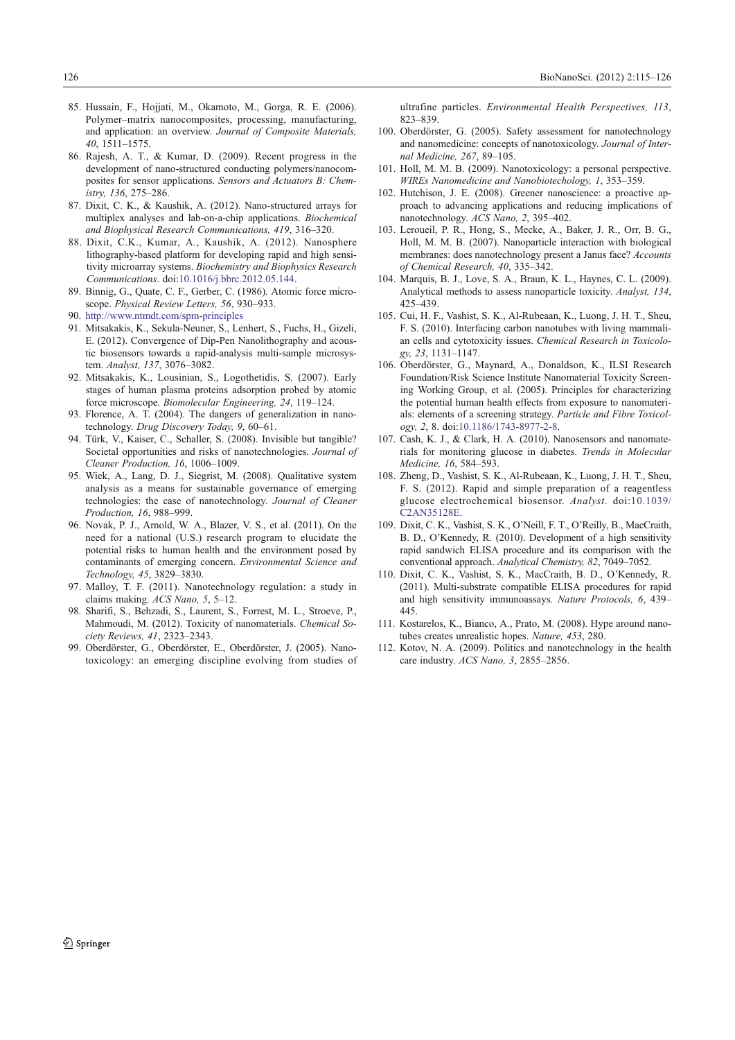85. Hussain, F., Hojjati, M., Okamoto, M., Gorga, R. E. (2006). Polymer–matrix nanocomposites, processing, manufacturing, and application: an overview. *Journal of Composite Materials, 40*, 1511–1575.
86. Rajesh, A. T., & Kumar, D. (2009). Recent progress in the development of nano-structured conducting polymers/nanocomposites for sensor applications. *Sensors and Actuators B: Chemistry, 136*, 275–286.
87. Dixit, C. K., & Kaushik, A. (2012). Nano-structured arrays for multiplex analyses and lab-on-a-chip applications. *Biochemical and Biophysical Research Communications, 419*, 316–320.
88. Dixit, C.K., Kumar, A., Kaushik, A. (2012). Nanosphere lithography-based platform for developing rapid and high sensitivity microarray systems. *Biochemistry and Biophysics Research Communications*. doi:10.1016/j.bbrc.2012.05.144.
89. Binnig, G., Quate, C. F., Gerber, C. (1986). Atomic force microscope. *Physical Review Letters, 56*, 930–933.
90. http://www.ntmdt.com/spm-principles
91. Mitsakakis, K., Sekula-Neuner, S., Lenhert, S., Fuchs, H., Gizeli, E. (2012). Convergence of Dip-Pen Nanolithography and acoustic biosensors towards a rapid-analysis multi-sample microsystem. *Analyst, 137*, 3076–3082.
92. Mitsakakis, K., Lousinian, S., Logothetidis, S. (2007). Early stages of human plasma proteins adsorption probed by atomic force microscope. *Biomolecular Engineering, 24*, 119–124.
93. Florence, A. T. (2004). The dangers of generalization in nanotechnology. *Drug Discovery Today, 9*, 60–61.
94. Türk, V., Kaiser, C., Schaller, S. (2008). Invisible but tangible? Societal opportunities and risks of nanotechnologies. *Journal of Cleaner Production, 16*, 1006–1009.
95. Wiek, A., Lang, D. J., Siegrist, M. (2008). Qualitative system analysis as a means for sustainable governance of emerging technologies: the case of nanotechnology. *Journal of Cleaner Production, 16*, 988–999.
96. Novak, P. J., Arnold, W. A., Blazer, V. S., et al. (2011). On the need for a national (U.S.) research program to elucidate the potential risks to human health and the environment posed by contaminants of emerging concern. *Environmental Science and Technology, 45*, 3829–3830.
97. Malloy, T. F. (2011). Nanotechnology regulation: a study in claims making. *ACS Nano, 5*, 5–12.
98. Sharifi, S., Behzadi, S., Laurent, S., Forrest, M. L., Stroeve, P., Mahmoudi, M. (2012). Toxicity of nanomaterials. *Chemical Society Reviews, 41*, 2323–2343.
99. Oberdörster, G., Oberdörster, E., Oberdörster, J. (2005). Nanotoxicology: an emerging discipline evolving from studies of ultrafine particles. *Environmental Health Perspectives, 113*, 823–839.
100. Oberdörster, G. (2005). Safety assessment for nanotechnology and nanomedicine: concepts of nanotoxicology. *Journal of Internal Medicine, 267*, 89–105.
101. Holl, M. M. B. (2009). Nanotoxicology: a personal perspective. *WIREs Nanomedicine and Nanobiotechology, 1*, 353–359.
102. Hutchison, J. E. (2008). Greener nanoscience: a proactive approach to advancing applications and reducing implications of nanotechnology. *ACS Nano, 2*, 395–402.
103. Leroueil, P. R., Hong, S., Mecke, A., Baker, J. R., Orr, B. G., Holl, M. M. B. (2007). Nanoparticle interaction with biological membranes: does nanotechnology present a Janus face? *Accounts of Chemical Research, 40*, 335–342.
104. Marquis, B. J., Love, S. A., Braun, K. L., Haynes, C. L. (2009). Analytical methods to assess nanoparticle toxicity. *Analyst, 134*, 425–439.
105. Cui, H. F., Vashist, S. K., Al-Rubeaan, K., Luong, J. H. T., Sheu, F. S. (2010). Interfacing carbon nanotubes with living mammalian cells and cytotoxicity issues. *Chemical Research in Toxicology, 23*, 1131–1147.
106. Oberdörster, G., Maynard, A., Donaldson, K., ILSI Research Foundation/Risk Science Institute Nanomaterial Toxicity Screening Working Group, et al. (2005). Principles for characterizing the potential human health effects from exposure to nanomaterials: elements of a screening strategy. *Particle and Fibre Toxicology, 2*, 8. doi:10.1186/1743-8977-2-8.
107. Cash, K. J., & Clark, H. A. (2010). Nanosensors and nanomaterials for monitoring glucose in diabetes. *Trends in Molecular Medicine, 16*, 584–593.
108. Zheng, D., Vashist, S. K., Al-Rubeaan, K., Luong, J. H. T., Sheu, F. S. (2012). Rapid and simple preparation of a reagentless glucose electrochemical biosensor. *Analyst*. doi:10.1039/C2AN35128E.
109. Dixit, C. K., Vashist, S. K., O'Neill, F. T., O'Reilly, B., MacCraith, B. D., O'Kennedy, R. (2010). Development of a high sensitivity rapid sandwich ELISA procedure and its comparison with the conventional approach. *Analytical Chemistry, 82*, 7049–7052.
110. Dixit, C. K., Vashist, S. K., MacCraith, B. D., O'Kennedy, R. (2011). Multi-substrate compatible ELISA procedures for rapid and high sensitivity immunoassays. *Nature Protocols, 6*, 439–445.
111. Kostarelos, K., Bianco, A., Prato, M. (2008). Hype around nanotubes creates unrealistic hopes. *Nature, 453*, 280.
112. Kotov, N. A. (2009). Politics and nanotechnology in the health care industry. *ACS Nano, 3*, 2855–2856.